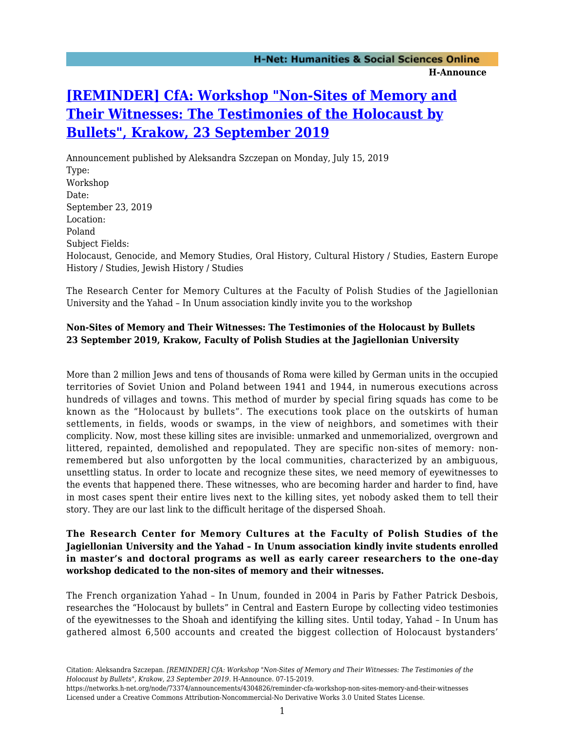# [REMINDER] CfA: Workshop "Non-Sites of Memory and Their Witnesses: The Testimonies of the Holocaust by Bullets", Krakow, 23 September 2019

Announcement published by Aleksandra Szczepan on Monday, July 15, 2019

Type:
Workshop

Date:
September 23, 2019

Location:
Poland

Subject Fields:
Holocaust, Genocide, and Memory Studies, Oral History, Cultural History / Studies, Eastern Europe History / Studies, Jewish History / Studies

The Research Center for Memory Cultures at the Faculty of Polish Studies of the Jagiellonian University and the Yahad – In Unum association kindly invite you to the workshop

**Non-Sites of Memory and Their Witnesses: The Testimonies of the Holocaust by Bullets**
**23 September 2019, Krakow, Faculty of Polish Studies at the Jagiellonian University**

More than 2 million Jews and tens of thousands of Roma were killed by German units in the occupied territories of Soviet Union and Poland between 1941 and 1944, in numerous executions across hundreds of villages and towns. This method of murder by special firing squads has come to be known as the "Holocaust by bullets". The executions took place on the outskirts of human settlements, in fields, woods or swamps, in the view of neighbors, and sometimes with their complicity. Now, most these killing sites are invisible: unmarked and unmemorialized, overgrown and littered, repainted, demolished and repopulated. They are specific non-sites of memory: non-remembered but also unforgotten by the local communities, characterized by an ambiguous, unsettling status. In order to locate and recognize these sites, we need memory of eyewitnesses to the events that happened there. These witnesses, who are becoming harder and harder to find, have in most cases spent their entire lives next to the killing sites, yet nobody asked them to tell their story. They are our last link to the difficult heritage of the dispersed Shoah.

**The Research Center for Memory Cultures at the Faculty of Polish Studies of the Jagiellonian University and the Yahad – In Unum association kindly invite students enrolled in master's and doctoral programs as well as early career researchers to the one-day workshop dedicated to the non-sites of memory and their witnesses.**

The French organization Yahad – In Unum, founded in 2004 in Paris by Father Patrick Desbois, researches the "Holocaust by bullets" in Central and Eastern Europe by collecting video testimonies of the eyewitnesses to the Shoah and identifying the killing sites. Until today, Yahad – In Unum has gathered almost 6,500 accounts and created the biggest collection of Holocaust bystanders'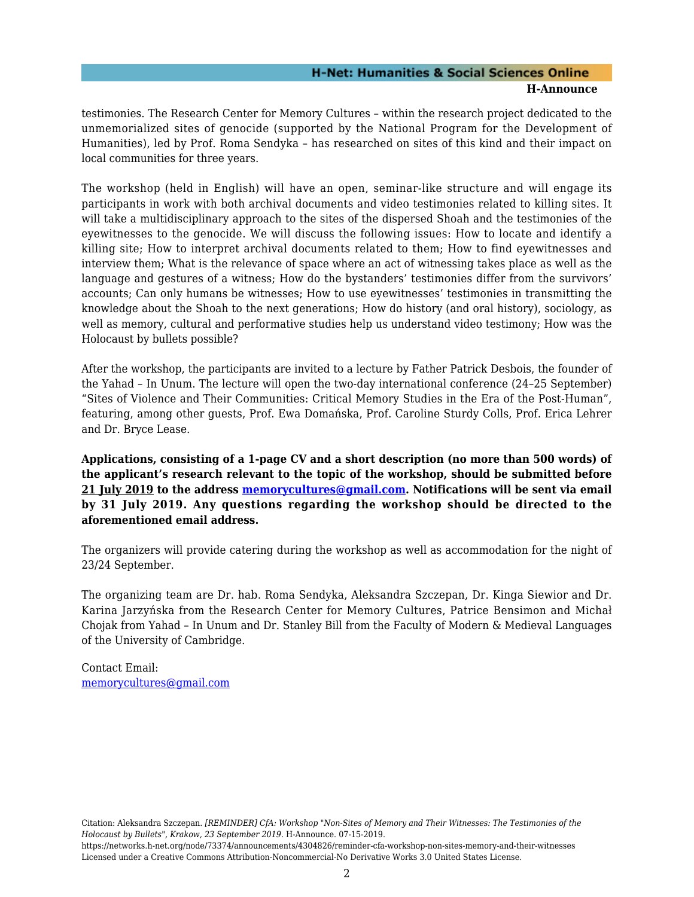testimonies. The Research Center for Memory Cultures – within the research project dedicated to the unmemorialized sites of genocide (supported by the National Program for the Development of Humanities), led by Prof. Roma Sendyka – has researched on sites of this kind and their impact on local communities for three years.

The workshop (held in English) will have an open, seminar-like structure and will engage its participants in work with both archival documents and video testimonies related to killing sites. It will take a multidisciplinary approach to the sites of the dispersed Shoah and the testimonies of the eyewitnesses to the genocide. We will discuss the following issues: How to locate and identify a killing site; How to interpret archival documents related to them; How to find eyewitnesses and interview them; What is the relevance of space where an act of witnessing takes place as well as the language and gestures of a witness; How do the bystanders' testimonies differ from the survivors' accounts; Can only humans be witnesses; How to use eyewitnesses' testimonies in transmitting the knowledge about the Shoah to the next generations; How do history (and oral history), sociology, as well as memory, cultural and performative studies help us understand video testimony; How was the Holocaust by bullets possible?

After the workshop, the participants are invited to a lecture by Father Patrick Desbois, the founder of the Yahad – In Unum. The lecture will open the two-day international conference (24–25 September) "Sites of Violence and Their Communities: Critical Memory Studies in the Era of the Post-Human", featuring, among other guests, Prof. Ewa Domańska, Prof. Caroline Sturdy Colls, Prof. Erica Lehrer and Dr. Bryce Lease.

**Applications, consisting of a 1-page CV and a short description (no more than 500 words) of the applicant's research relevant to the topic of the workshop, should be submitted before 21 July 2019 to the address memorycultures@gmail.com. Notifications will be sent via email by 31 July 2019. Any questions regarding the workshop should be directed to the aforementioned email address.**

The organizers will provide catering during the workshop as well as accommodation for the night of 23/24 September.

The organizing team are Dr. hab. Roma Sendyka, Aleksandra Szczepan, Dr. Kinga Siewior and Dr. Karina Jarzyńska from the Research Center for Memory Cultures, Patrice Bensimon and Michał Chojak from Yahad – In Unum and Dr. Stanley Bill from the Faculty of Modern & Medieval Languages of the University of Cambridge.

Contact Email:
memorycultures@gmail.com

Citation: Aleksandra Szczepan. *[REMINDER] CfA: Workshop "Non-Sites of Memory and Their Witnesses: The Testimonies of the Holocaust by Bullets", Krakow, 23 September 2019*. H-Announce. 07-15-2019.
https://networks.h-net.org/node/73374/announcements/4304826/reminder-cfa-workshop-non-sites-memory-and-their-witnesses
Licensed under a Creative Commons Attribution-Noncommercial-No Derivative Works 3.0 United States License.